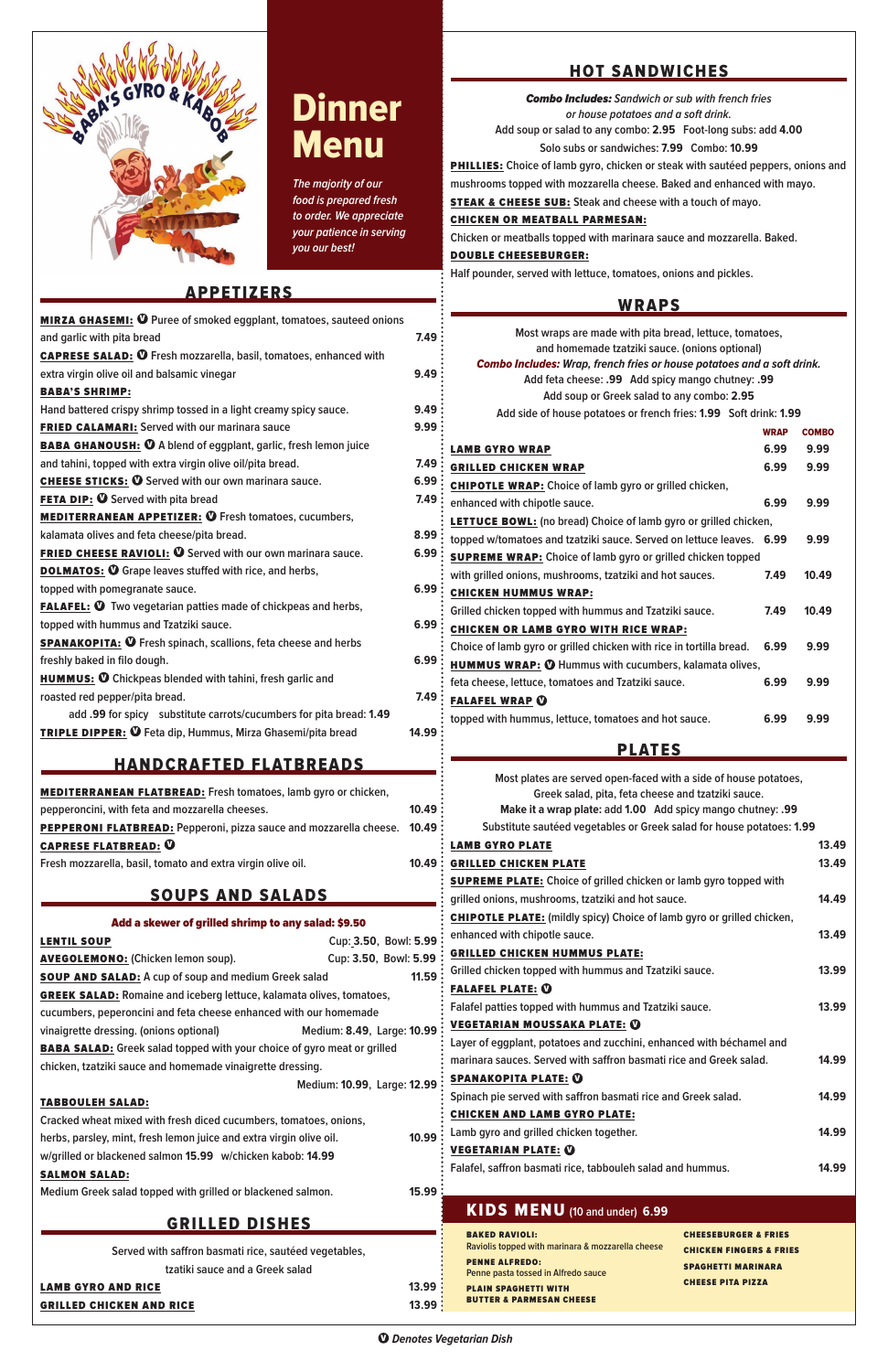# Dinner Menu

*The majority of our food is prepared fresh to order. We appreciate your patience in serving you our best!*

## APPETIZERS

**MIRZA GHASEMI:** Ⓥ Puree of smoked eggplant, tomatoes, sauteed onions and garlic with pita bread — 7.49

**CAPRESE SALAD:** Ⓥ Fresh mozzarella, basil, tomatoes, enhanced with extra virgin olive oil and balsamic vinegar — 9.49

**BABA'S SHRIMP:** Hand battered crispy shrimp tossed in a light creamy spicy sauce. — 9.49

**FRIED CALAMARI:** Served with our marinara sauce — 9.99

**BABA GHANOUSH:** Ⓥ A blend of eggplant, garlic, fresh lemon juice and tahini, topped with extra virgin olive oil/pita bread. — 7.49

**CHEESE STICKS:** Ⓥ Served with our own marinara sauce. — 6.99

**FETA DIP:** Ⓥ Served with pita bread — 7.49

**MEDITERRANEAN APPETIZER:** Ⓥ Fresh tomatoes, cucumbers, kalamata olives and feta cheese/pita bread. — 8.99

**FRIED CHEESE RAVIOLI:** Ⓥ Served with our own marinara sauce. — 6.99

**DOLMATOS:** Ⓥ Grape leaves stuffed with rice, and herbs, topped with pomegranate sauce. — 6.99

**FALAFEL:** Ⓥ Two vegetarian patties made of chickpeas and herbs, topped with hummus and Tzatziki sauce. — 6.99

**SPANAKOPITA:** Ⓥ Fresh spinach, scallions, feta cheese and herbs freshly baked in filo dough. — 6.99

**HUMMUS:** Ⓥ Chickpeas blended with tahini, fresh garlic and roasted red pepper/pita bread. — 7.49

add .99 for spicy substitute carrots/cucumbers for pita bread: 1.49

**TRIPLE DIPPER:** Ⓥ Feta dip, Hummus, Mirza Ghasemi/pita bread — 14.99

## HANDCRAFTED FLATBREADS

**MEDITERRANEAN FLATBREAD:** Fresh tomatoes, lamb gyro or chicken, pepperoncini, with feta and mozzarella cheeses. — 10.49

**PEPPERONI FLATBREAD:** Pepperoni, pizza sauce and mozzarella cheese. — 10.49

**CAPRESE FLATBREAD:** Ⓥ Fresh mozzarella, basil, tomato and extra virgin olive oil. — 10.49

## SOUPS AND SALADS

**Add a skewer of grilled shrimp to any salad: $9.50**

**LENTIL SOUP** — Cup: 3.50, Bowl: 5.99

**AVEGOLEMONO:** (Chicken lemon soup). — Cup: 3.50, Bowl: 5.99

**SOUP AND SALAD:** A cup of soup and medium Greek salad — 11.59

**GREEK SALAD:** Romaine and iceberg lettuce, kalamata olives, tomatoes, cucumbers, peperoncini and feta cheese enhanced with our homemade vinaigrette dressing. (onions optional) — Medium: 8.49, Large: 10.99

**BABA SALAD:** Greek salad topped with your choice of gyro meat or grilled chicken, tzatziki sauce and homemade vinaigrette dressing. — Medium: 10.99, Large: 12.99

**TABBOULEH SALAD:** Cracked wheat mixed with fresh diced cucumbers, tomatoes, onions, herbs, parsley, mint, fresh lemon juice and extra virgin olive oil. — 10.99
w/grilled or blackened salmon 15.99 w/chicken kabob: 14.99

**SALMON SALAD:** Medium Greek salad topped with grilled or blackened salmon. — 15.99

## GRILLED DISHES

Served with saffron basmati rice, sautéed vegetables, tzatiki sauce and a Greek salad

**LAMB GYRO AND RICE** — 13.99

**GRILLED CHICKEN AND RICE** — 13.99

## HOT SANDWICHES

***Combo Includes:*** *Sandwich or sub with french fries or house potatoes and a soft drink.*
Add soup or salad to any combo: **2.95** Foot-long subs: add **4.00**
Solo subs or sandwiches: **7.99** Combo: **10.99**

**PHILLIES:** Choice of lamb gyro, chicken or steak with sautéed peppers, onions and mushrooms topped with mozzarella cheese. Baked and enhanced with mayo.

**STEAK & CHEESE SUB:** Steak and cheese with a touch of mayo.

**CHICKEN OR MEATBALL PARMESAN:** Chicken or meatballs topped with marinara sauce and mozzarella. Baked.

**DOUBLE CHEESEBURGER:** Half pounder, served with lettuce, tomatoes, onions and pickles.

## WRAPS

Most wraps are made with pita bread, lettuce, tomatoes, and homemade tzatziki sauce. (onions optional)
***Combo Includes:*** *Wrap, french fries or house potatoes and a soft drink.*
Add feta cheese: .99 Add spicy mango chutney: .99
Add soup or Greek salad to any combo: 2.95
Add side of house potatoes or french fries: 1.99 Soft drink: 1.99

| Item | WRAP | COMBO |
|---|---|---|
| **LAMB GYRO WRAP** | 6.99 | 9.99 |
| **GRILLED CHICKEN WRAP** | 6.99 | 9.99 |
| **CHIPOTLE WRAP:** Choice of lamb gyro or grilled chicken, enhanced with chipotle sauce. | 6.99 | 9.99 |
| **LETTUCE BOWL:** (no bread) Choice of lamb gyro or grilled chicken, topped w/tomatoes and tzatziki sauce. Served on lettuce leaves. | 6.99 | 9.99 |
| **SUPREME WRAP:** Choice of lamb gyro or grilled chicken topped with grilled onions, mushrooms, tzatziki and hot sauces. | 7.49 | 10.49 |
| **CHICKEN HUMMUS WRAP:** Grilled chicken topped with hummus and Tzatziki sauce. | 7.49 | 10.49 |
| **CHICKEN OR LAMB GYRO WITH RICE WRAP:** Choice of lamb gyro or grilled chicken with rice in tortilla bread. | 6.99 | 9.99 |
| **HUMMUS WRAP:** Ⓥ Hummus with cucumbers, kalamata olives, feta cheese, lettuce, tomatoes and Tzatziki sauce. | 6.99 | 9.99 |
| **FALAFEL WRAP** Ⓥ topped with hummus, lettuce, tomatoes and hot sauce. | 6.99 | 9.99 |

## PLATES

Most plates are served open-faced with a side of house potatoes, Greek salad, pita, feta cheese and tzatziki sauce.
**Make it a wrap plate:** add **1.00** Add spicy mango chutney: **.99**
Substitute sautéed vegetables or Greek salad for house potatoes: **1.99**

**LAMB GYRO PLATE** — 13.49

**GRILLED CHICKEN PLATE** — 13.49

**SUPREME PLATE:** Choice of grilled chicken or lamb gyro topped with grilled onions, mushrooms, tzatziki and hot sauce. — 14.49

**CHIPOTLE PLATE:** (mildly spicy) Choice of lamb gyro or grilled chicken, enhanced with chipotle sauce. — 13.49

**GRILLED CHICKEN HUMMUS PLATE:** Grilled chicken topped with hummus and Tzatziki sauce. — 13.99

**FALAFEL PLATE:** Ⓥ Falafel patties topped with hummus and Tzatziki sauce. — 13.99

**VEGETARIAN MOUSSAKA PLATE:** Ⓥ Layer of eggplant, potatoes and zucchini, enhanced with béchamel and marinara sauces. Served with saffron basmati rice and Greek salad. — 14.99

**SPANAKOPITA PLATE:** Ⓥ Spinach pie served with saffron basmati rice and Greek salad. — 14.99

**CHICKEN AND LAMB GYRO PLATE:** Lamb gyro and grilled chicken together. — 14.99

**VEGETARIAN PLATE:** Ⓥ Falafel, saffron basmati rice, tabbouleh salad and hummus. — 14.99

## KIDS MENU (10 and under) 6.99

**BAKED RAVIOLI:** Raviolis topped with marinara & mozzarella cheese

**PENNE ALFREDO:** Penne pasta tossed in Alfredo sauce

**PLAIN SPAGHETTI WITH BUTTER & PARMESAN CHEESE**

**CHEESEBURGER & FRIES**

**CHICKEN FINGERS & FRIES**

**SPAGHETTI MARINARA**

**CHEESE PITA PIZZA**

*Ⓥ Denotes Vegetarian Dish*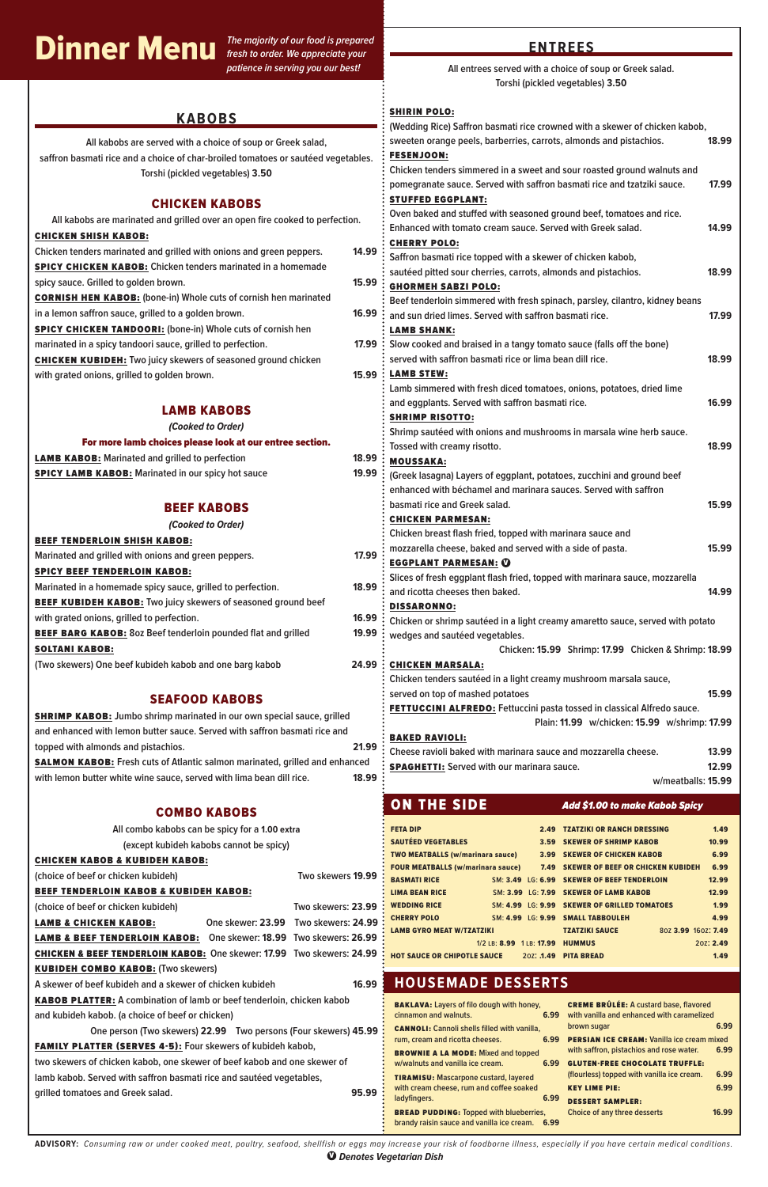# Dinner Menu

*The majority of our food is prepared fresh to order. We appreciate your patience in serving you our best!*

## KABOBS

All kabobs are served with a choice of soup or Greek salad, saffron basmati rice and a choice of char-broiled tomatoes or sautéed vegetables. Torshi (pickled vegetables) 3.50

### CHICKEN KABOBS

All kabobs are marinated and grilled over an open fire cooked to perfection.

**CHICKEN SHISH KABOB:** Chicken tenders marinated and grilled with onions and green peppers. **14.99**

**SPICY CHICKEN KABOB:** Chicken tenders marinated in a homemade spicy sauce. Grilled to golden brown. **15.99**

**CORNISH HEN KABOB:** (bone-in) Whole cuts of cornish hen marinated in a lemon saffron sauce, grilled to a golden brown. **16.99**

**SPICY CHICKEN TANDOORI:** (bone-in) Whole cuts of cornish hen marinated in a spicy tandoori sauce, grilled to perfection. **17.99**

**CHICKEN KUBIDEH:** Two juicy skewers of seasoned ground chicken with grated onions, grilled to golden brown. **15.99**

### LAMB KABOBS

*(Cooked to Order)*

**For more lamb choices please look at our entree section.**

**LAMB KABOB:** Marinated and grilled to perfection **18.99**

**SPICY LAMB KABOB:** Marinated in our spicy hot sauce **19.99**

### BEEF KABOBS

*(Cooked to Order)*

**BEEF TENDERLOIN SHISH KABOB:** Marinated and grilled with onions and green peppers. **17.99**

**SPICY BEEF TENDERLOIN KABOB:** Marinated in a homemade spicy sauce, grilled to perfection. **18.99**

**BEEF KUBIDEH KABOB:** Two juicy skewers of seasoned ground beef with grated onions, grilled to perfection. **16.99**

**BEEF BARG KABOB:** 8oz Beef tenderloin pounded flat and grilled **19.99**

**SOLTANI KABOB:** (Two skewers) One beef kubideh kabob and one barg kabob **24.99**

### SEAFOOD KABOBS

**SHRIMP KABOB:** Jumbo shrimp marinated in our own special sauce, grilled and enhanced with lemon butter sauce. Served with saffron basmati rice and topped with almonds and pistachios. **21.99**

**SALMON KABOB:** Fresh cuts of Atlantic salmon marinated, grilled and enhanced with lemon butter white wine sauce, served with lima bean dill rice. **18.99**

### COMBO KABOBS

All combo kabobs can be spicy for a **1.00 extra** (except kubideh kabobs cannot be spicy)

**CHICKEN KABOB & KUBIDEH KABOB:** (choice of beef or chicken kubideh) Two skewers **19.99**

**BEEF TENDERLOIN KABOB & KUBIDEH KABOB:** (choice of beef or chicken kubideh) Two skewers: **23.99**

**LAMB & CHICKEN KABOB:** One skewer: **23.99** Two skewers: **24.99**

**LAMB & BEEF TENDERLOIN KABOB:** One skewer: **18.99** Two skewers: **26.99**

**CHICKEN & BEEF TENDERLOIN KABOB:** One skewer: **17.99** Two skewers: **24.99**

**KUBIDEH COMBO KABOB:** (Two skewers) A skewer of beef kubideh and a skewer of chicken kubideh **16.99**

**KABOB PLATTER:** A combination of lamb or beef tenderloin, chicken kabob and kubideh kabob. (a choice of beef or chicken) One person (Two skewers) **22.99** Two persons (Four skewers) **45.99**

**FAMILY PLATTER (SERVES 4-5):** Four skewers of kubideh kabob, two skewers of chicken kabob, one skewer of beef kabob and one skewer of lamb kabob. Served with saffron basmati rice and sautéed vegetables, grilled tomatoes and Greek salad. **95.99**

## ENTREES

All entrees served with a choice of soup or Greek salad. Torshi (pickled vegetables) **3.50**

**SHIRIN POLO:** (Wedding Rice) Saffron basmati rice crowned with a skewer of chicken kabob, sweeten orange peels, barberries, carrots, almonds and pistachios. **18.99**

**FESENJOON:** Chicken tenders simmered in a sweet and sour roasted ground walnuts and pomegranate sauce. Served with saffron basmati rice and tzatziki sauce. **17.99**

**STUFFED EGGPLANT:** Oven baked and stuffed with seasoned ground beef, tomatoes and rice. Enhanced with tomato cream sauce. Served with Greek salad. **14.99**

**CHERRY POLO:** Saffron basmati rice topped with a skewer of chicken kabob, sautéed pitted sour cherries, carrots, almonds and pistachios. **18.99**

**GHORMEH SABZI POLO:** Beef tenderloin simmered with fresh spinach, parsley, cilantro, kidney beans and sun dried limes. Served with saffron basmati rice. **17.99**

**LAMB SHANK:** Slow cooked and braised in a tangy tomato sauce (falls off the bone) served with saffron basmati rice or lima bean dill rice. **18.99**

**LAMB STEW:** Lamb simmered with fresh diced tomatoes, onions, potatoes, dried lime and eggplants. Served with saffron basmati rice. **16.99**

**SHRIMP RISOTTO:** Shrimp sautéed with onions and mushrooms in marsala wine herb sauce. Tossed with creamy risotto. **18.99**

**MOUSSAKA:** (Greek lasagna) Layers of eggplant, potatoes, zucchini and ground beef enhanced with béchamel and marinara sauces. Served with saffron basmati rice and Greek salad. **15.99**

**CHICKEN PARMESAN:** Chicken breast flash fried, topped with marinara sauce and mozzarella cheese, baked and served with a side of pasta. **15.99**

**EGGPLANT PARMESAN:** V Slices of fresh eggplant flash fried, topped with marinara sauce, mozzarella and ricotta cheeses then baked. **14.99**

**DISSARONNO:** Chicken or shrimp sautéed in a light creamy amaretto sauce, served with potato wedges and sautéed vegetables. Chicken: **15.99** Shrimp: **17.99** Chicken & Shrimp: **18.99**

**CHICKEN MARSALA:** Chicken tenders sautéed in a light creamy mushroom marsala sauce, served on top of mashed potatoes **15.99**

**FETTUCCINI ALFREDO:** Fettuccini pasta tossed in classical Alfredo sauce. Plain: **11.99** w/chicken: **15.99** w/shrimp: **17.99**

**BAKED RAVIOLI:** Cheese ravioli baked with marinara sauce and mozzarella cheese. **13.99**

**SPAGHETTI:** Served with our marinara sauce. **12.99** w/meatballs: **15.99**

## ON THE SIDE

*Add $1.00 to make Kabob Spicy*

| | | | |
|---|---|---|---|
| FETA DIP | 2.49 | TZATZIKI OR RANCH DRESSING | 1.49 |
| SAUTÉED VEGETABLES | 3.59 | SKEWER OF SHRIMP KABOB | 10.99 |
| TWO MEATBALLS (w/marinara sauce) | 3.99 | SKEWER OF CHICKEN KABOB | 6.99 |
| FOUR MEATBALLS (w/marinara sauce) | 7.49 | SKEWER OF BEEF OR CHICKEN KUBIDEH | 6.99 |
| BASMATI RICE | SM: 3.49 LG: 6.99 | SKEWER OF BEEF TENDERLOIN | 12.99 |
| LIMA BEAN RICE | SM: 3.99 LG: 7.99 | SKEWER OF LAMB KABOB | 12.99 |
| WEDDING RICE | SM: 4.99 LG: 9.99 | SKEWER OF GRILLED TOMATOES | 1.99 |
| CHERRY POLO | SM: 4.99 LG: 9.99 | SMALL TABBOULEH | 4.99 |
| LAMB GYRO MEAT W/TZATZIKI | 1/2 LB: 8.99 1 LB: 17.99 | TZATZIKI SAUCE | 8OZ 3.99 16OZ: 7.49 |
| | | HUMMUS | 2OZ: 2.49 |
| HOT SAUCE OR CHIPOTLE SAUCE | 2OZ: .1.49 | PITA BREAD | 1.49 |

## HOUSEMADE DESSERTS

**BAKLAVA:** Layers of filo dough with honey, cinnamon and walnuts. **6.99**

**CANNOLI:** Cannoli shells filled with vanilla, rum, cream and ricotta cheeses. **6.99**

**BROWNIE A LA MODE:** Mixed and topped w/walnuts and vanilla ice cream. **6.99**

**TIRAMISU:** Mascarpone custard, layered with cream cheese, rum and coffee soaked ladyfingers. **6.99**

**BREAD PUDDING:** Topped with blueberries, brandy raisin sauce and vanilla ice cream. **6.99**

**CREME BRÛLÉE:** A custard base, flavored with vanilla and enhanced with caramelized brown sugar **6.99**

**PERSIAN ICE CREAM:** Vanilla ice cream mixed with saffron, pistachios and rose water. **6.99**

**GLUTEN-FREE CHOCOLATE TRUFFLE:** (flourless) topped with vanilla ice cream. **6.99**

**KEY LIME PIE:** **6.99**

**DESSERT SAMPLER:** Choice of any three desserts **16.99**

**ADVISORY:** *Consuming raw or under cooked meat, poultry, seafood, shellfish or eggs may increase your risk of foodborne illness, especially if you have certain medical conditions.*

***V Denotes Vegetarian Dish***